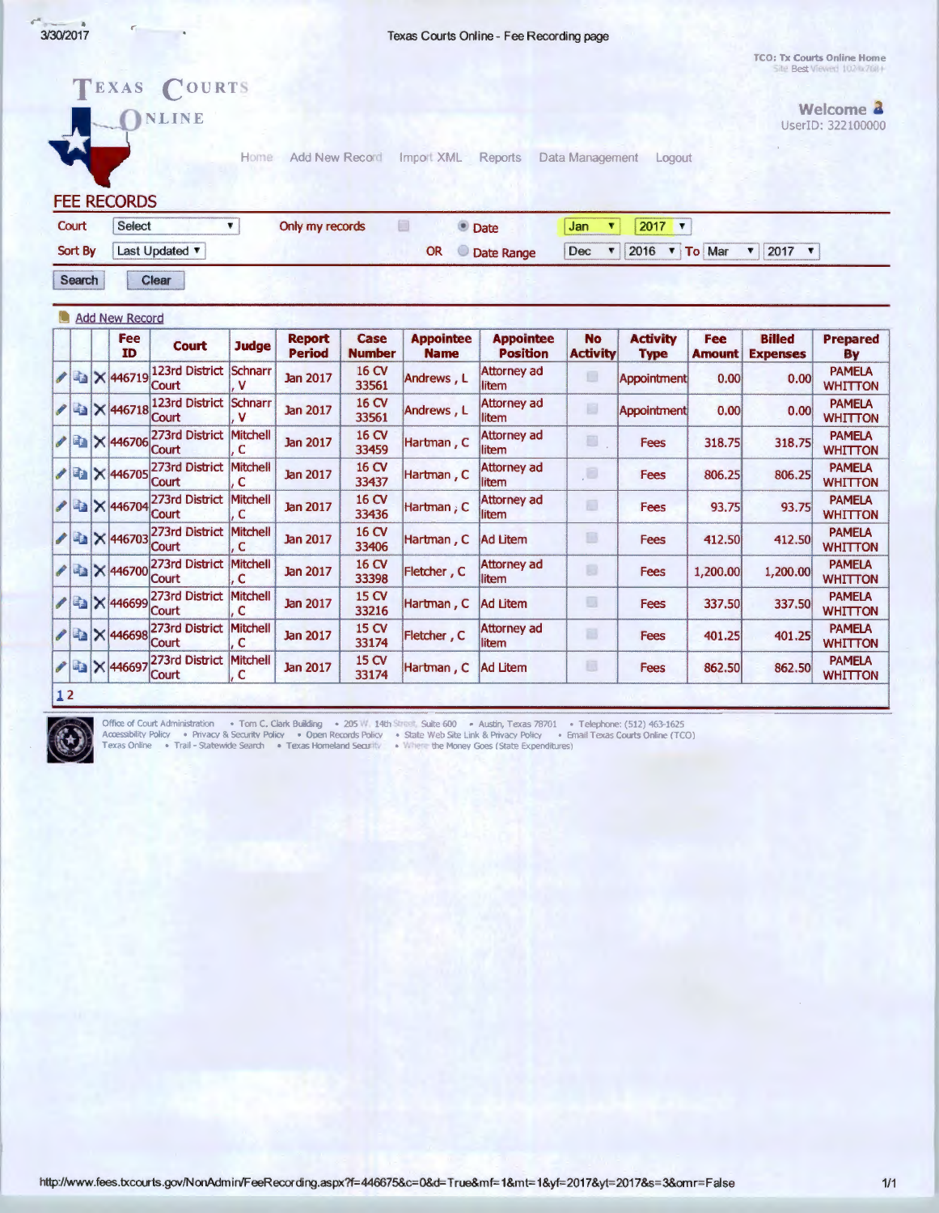TEXAS COURTS ONLINE

TCO: Tx Courts Online Home
Site Best Viewed 1024x768+

Welcome
UserID: 322100000

Home | Add New Record | Import XML | Reports | Data Management | Logout

# FEE RECORDS

Court: Select | Only my records | Date: Jan 2017
Sort By: Last Updated | OR Date Range: Dec 2016 To Mar 2017

Search | Clear

Add New Record

| Fee ID | Court | Judge | Report Period | Case Number | Appointee Name | Appointee Position | No Activity | Activity Type | Fee Amount | Billed Expenses | Prepared By |
|---|---|---|---|---|---|---|---|---|---|---|---|
| 446719 | 123rd District Court | Schnarr, V | Jan 2017 | 16 CV 33561 | Andrews, L | Attorney ad litem | | Appointment | 0.00 | 0.00 | PAMELA WHITTON |
| 446718 | 123rd District Court | Schnarr, V | Jan 2017 | 16 CV 33561 | Andrews, L | Attorney ad litem | | Appointment | 0.00 | 0.00 | PAMELA WHITTON |
| 446706 | 273rd District Court | Mitchell, C | Jan 2017 | 16 CV 33459 | Hartman, C | Attorney ad litem | | Fees | 318.75 | 318.75 | PAMELA WHITTON |
| 446705 | 273rd District Court | Mitchell, C | Jan 2017 | 16 CV 33437 | Hartman, C | Attorney ad litem | | Fees | 806.25 | 806.25 | PAMELA WHITTON |
| 446704 | 273rd District Court | Mitchell, C | Jan 2017 | 16 CV 33436 | Hartman, C | Attorney ad litem | | Fees | 93.75 | 93.75 | PAMELA WHITTON |
| 446703 | 273rd District Court | Mitchell, C | Jan 2017 | 16 CV 33406 | Hartman, C | Ad Litem | | Fees | 412.50 | 412.50 | PAMELA WHITTON |
| 446700 | 273rd District Court | Mitchell, C | Jan 2017 | 16 CV 33398 | Fletcher, C | Attorney ad litem | | Fees | 1,200.00 | 1,200.00 | PAMELA WHITTON |
| 446699 | 273rd District Court | Mitchell, C | Jan 2017 | 15 CV 33216 | Hartman, C | Ad Litem | | Fees | 337.50 | 337.50 | PAMELA WHITTON |
| 446698 | 273rd District Court | Mitchell, C | Jan 2017 | 15 CV 33174 | Fletcher, C | Attorney ad litem | | Fees | 401.25 | 401.25 | PAMELA WHITTON |
| 446697 | 273rd District Court | Mitchell, C | Jan 2017 | 15 CV 33174 | Hartman, C | Ad Litem | | Fees | 862.50 | 862.50 | PAMELA WHITTON |

1 2

Office of Court Administration • Tom C. Clark Building • 205 W. 14th Street, Suite 600 • Austin, Texas 78701 • Telephone: (512) 463-1625
Accessibility Policy • Privacy & Security Policy • Open Records Policy • State Web Site Link & Privacy Policy • Email Texas Courts Online (TCO)
Texas Online • Trail - Statewide Search • Texas Homeland Security • Where the Money Goes (State Expenditures)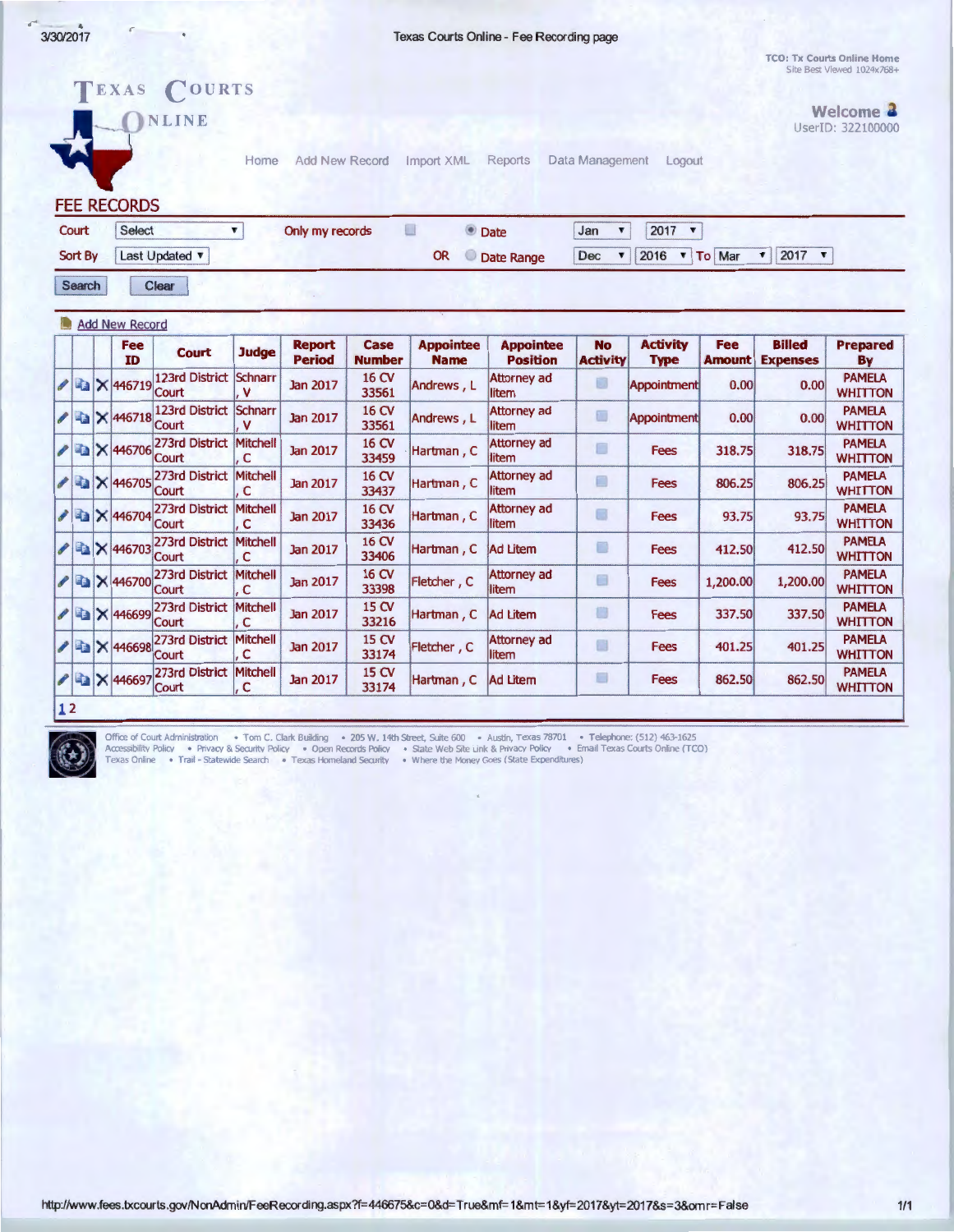TCO: Tx Courts Online Home
Site Best Viewed 1024x768+

# TEXAS COURTS ONLINE

Welcome
UserID: 322100000

Home | Add New Record | Import XML | Reports | Data Management | Logout

## FEE RECORDS

Court: Select | Only my records | Date: Jan 2017
Sort By: Last Updated | OR Date Range: Dec 2016 To Mar 2017

Search | Clear

Add New Record

| Fee ID | Court | Judge | Report Period | Case Number | Appointee Name | Appointee Position | No Activity | Activity Type | Fee Amount | Billed Expenses | Prepared By |
|---|---|---|---|---|---|---|---|---|---|---|---|
| 446719 | 123rd District Court | Schnarr , V | Jan 2017 | 16 CV 33561 | Andrews , L | Attorney ad litem | | Appointment | 0.00 | 0.00 | PAMELA WHITTON |
| 446718 | 123rd District Court | Schnarr , V | Jan 2017 | 16 CV 33561 | Andrews , L | Attorney ad litem | | Appointment | 0.00 | 0.00 | PAMELA WHITTON |
| 446706 | 273rd District Court | Mitchell , C | Jan 2017 | 16 CV 33459 | Hartman , C | Attorney ad litem | | Fees | 318.75 | 318.75 | PAMELA WHITTON |
| 446705 | 273rd District Court | Mitchell , C | Jan 2017 | 16 CV 33437 | Hartman , C | Attorney ad litem | | Fees | 806.25 | 806.25 | PAMELA WHITTON |
| 446704 | 273rd District Court | Mitchell , C | Jan 2017 | 16 CV 33436 | Hartman , C | Attorney ad litem | | Fees | 93.75 | 93.75 | PAMELA WHITTON |
| 446703 | 273rd District Court | Mitchell , C | Jan 2017 | 16 CV 33406 | Hartman , C | Ad Litem | | Fees | 412.50 | 412.50 | PAMELA WHITTON |
| 446700 | 273rd District Court | Mitchell , C | Jan 2017 | 16 CV 33398 | Fletcher , C | Attorney ad litem | | Fees | 1,200.00 | 1,200.00 | PAMELA WHITTON |
| 446699 | 273rd District Court | Mitchell , C | Jan 2017 | 15 CV 33216 | Hartman , C | Ad Litem | | Fees | 337.50 | 337.50 | PAMELA WHITTON |
| 446698 | 273rd District Court | Mitchell , C | Jan 2017 | 15 CV 33174 | Fletcher , C | Attorney ad litem | | Fees | 401.25 | 401.25 | PAMELA WHITTON |
| 446697 | 273rd District Court | Mitchell , C | Jan 2017 | 15 CV 33174 | Hartman , C | Ad Litem | | Fees | 862.50 | 862.50 | PAMELA WHITTON |

1 2

Office of Court Administration • Tom C. Clark Building • 205 W. 14th Street, Suite 600 • Austin, Texas 78701 • Telephone: (512) 463-1625
Accessibility Policy • Privacy & Security Policy • Open Records Policy • State Web Site Link & Privacy Policy • Email Texas Courts Online (TCO)
Texas Online • Trail - Statewide Search • Texas Homeland Security • Where the Money Goes (State Expenditures)

http://www.fees.txcourts.gov/NonAdmin/FeeRecording.aspx?f=446675&c=0&d=True&mf=1&mt=1&yf=2017&yt=2017&s=3&omr=False